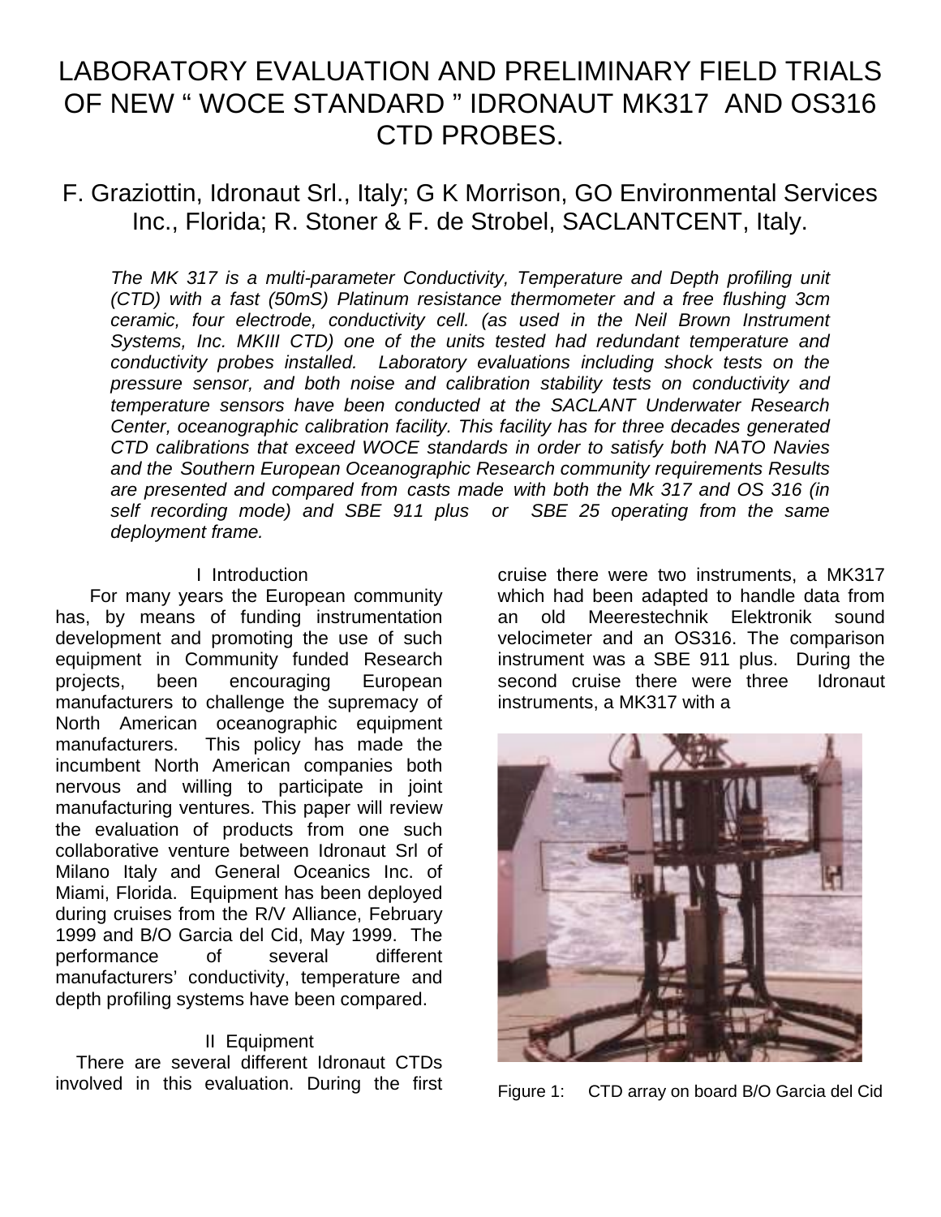# LABORATORY EVALUATION AND PRELIMINARY FIELD TRIALS OF NEW " WOCE STANDARD " IDRONAUT MK317 AND OS316 CTD PROBES.

## F. Graziottin, Idronaut Srl., Italy; G K Morrison, GO Environmental Services Inc., Florida; R. Stoner & F. de Strobel, SACLANTCENT, Italy.

*The MK 317 is a multi-parameter Conductivity, Temperature and Depth profiling unit (CTD) with a fast (50mS) Platinum resistance thermometer and a free flushing 3cm ceramic, four electrode, conductivity cell. (as used in the Neil Brown Instrument Systems, Inc. MKIII CTD) one of the units tested had redundant temperature and conductivity probes installed. Laboratory evaluations including shock tests on the pressure sensor, and both noise and calibration stability tests on conductivity and temperature sensors have been conducted at the SACLANT Underwater Research Center, oceanographic calibration facility. This facility has for three decades generated CTD calibrations that exceed WOCE standards in order to satisfy both NATO Navies and the Southern European Oceanographic Research community requirements Results are presented and compared from casts made with both the Mk 317 and OS 316 (in self recording mode) and SBE 911 plus or SBE 25 operating from the same deployment frame.*

### I Introduction

For many years the European community has, by means of funding instrumentation development and promoting the use of such equipment in Community funded Research projects, been encouraging European manufacturers to challenge the supremacy of North American oceanographic equipment manufacturers. This policy has made the incumbent North American companies both nervous and willing to participate in joint manufacturing ventures. This paper will review the evaluation of products from one such collaborative venture between Idronaut Srl of Milano Italy and General Oceanics Inc. of Miami, Florida. Equipment has been deployed during cruises from the R/V Alliance, February 1999 and B/O Garcia del Cid, May 1999. The performance of several different manufacturers' conductivity, temperature and depth profiling systems have been compared.

### II Equipment

There are several different Idronaut CTDs involved in this evaluation. During the first cruise there were two instruments, a MK317 which had been adapted to handle data from an old Meerestechnik Elektronik sound velocimeter and an OS316. The comparison instrument was a SBE 911 plus. During the second cruise there were three Idronaut instruments, a MK317 with a

Figure 1: CTD array on board B/O Garcia del Cid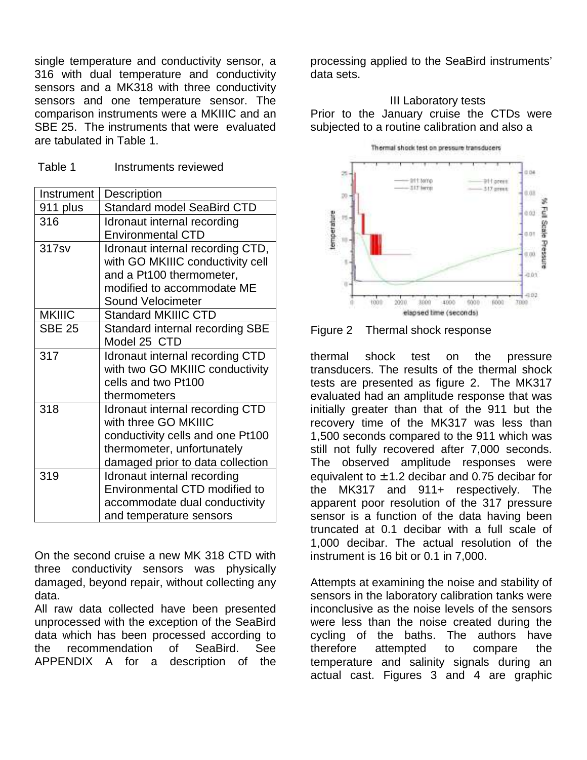single temperature and conductivity sensor, a 316 with dual temperature and conductivity sensors and a MK318 with three conductivity sensors and one temperature sensor. The comparison instruments were a MKIIIC and an SBE 25. The instruments that were evaluated are tabulated in Table 1.

Table 1 Instruments reviewed

| Instrument | Description |
|---|---|
| 911 plus | Standard model SeaBird CTD |
| 316 | Idronaut internal recording Environmental CTD |
| 317sv | Idronaut internal recording CTD, with GO MKIIIC conductivity cell and a Pt100 thermometer, modified to accommodate ME Sound Velocimeter |
| MKIIIC | Standard MKIIIC CTD |
| SBE 25 | Standard internal recording SBE Model 25 CTD |
| 317 | Idronaut internal recording CTD with two GO MKIIIC conductivity cells and two Pt100 thermometers |
| 318 | Idronaut internal recording CTD with three GO MKIIIC conductivity cells and one Pt100 thermometer, unfortunately damaged prior to data collection |
| 319 | Idronaut internal recording Environmental CTD modified to accommodate dual conductivity and temperature sensors |

On the second cruise a new MK 318 CTD with three conductivity sensors was physically damaged, beyond repair, without collecting any data.

All raw data collected have been presented unprocessed with the exception of the SeaBird data which has been processed according to the recommendation of SeaBird. See APPENDIX A for a description of the processing applied to the SeaBird instruments' data sets.

## III Laboratory tests

Prior to the January cruise the CTDs were subjected to a routine calibration and also a thermal shock test on the pressure transducers. The results of the thermal shock tests are presented as figure 2. The MK317 evaluated had an amplitude response that was initially greater than that of the 911 but the recovery time of the MK317 was less than 1,500 seconds compared to the 911 which was still not fully recovered after 7,000 seconds. The observed amplitude responses were equivalent to ±1.2 decibar and 0.75 decibar for the MK317 and 911+ respectively. The apparent poor resolution of the 317 pressure sensor is a function of the data having been truncated at 0.1 decibar with a full scale of 1,000 decibar. The actual resolution of the instrument is 16 bit or 0.1 in 7,000.

Figure 2 Thermal shock response

Attempts at examining the noise and stability of sensors in the laboratory calibration tanks were inconclusive as the noise levels of the sensors were less than the noise created during the cycling of the baths. The authors have therefore attempted to compare the temperature and salinity signals during an actual cast. Figures 3 and 4 are graphic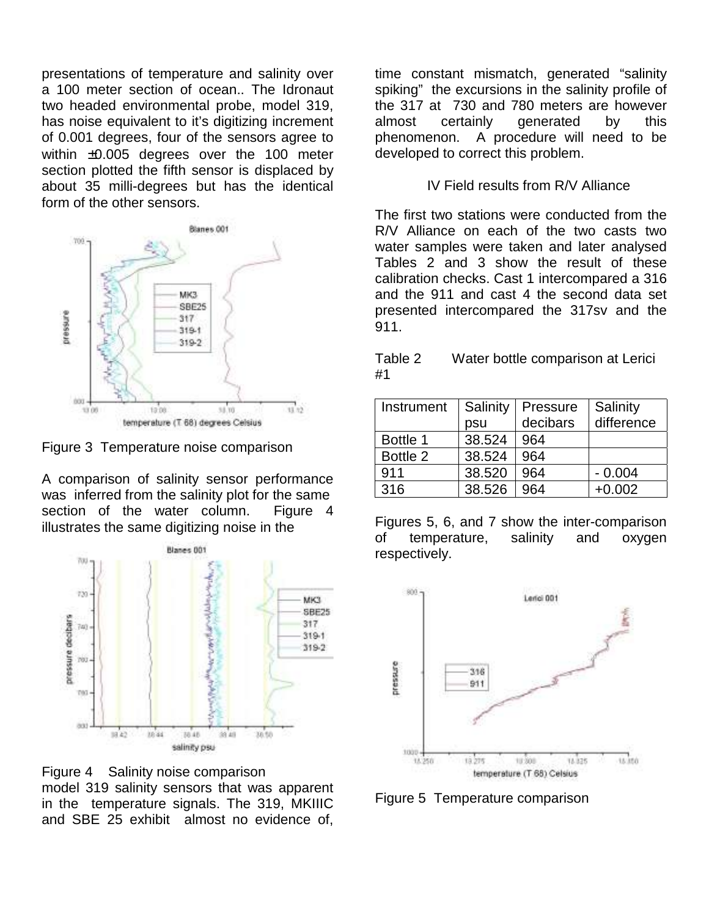presentations of temperature and salinity over a 100 meter section of ocean.. The Idronaut two headed environmental probe, model 319, has noise equivalent to it's digitizing increment of 0.001 degrees, four of the sensors agree to within ±0.005 degrees over the 100 meter section plotted the fifth sensor is displaced by about 35 milli-degrees but has the identical form of the other sensors.

Figure 3 Temperature noise comparison

A comparison of salinity sensor performance was inferred from the salinity plot for the same section of the water column. Figure 4 illustrates the same digitizing noise in the model 319 salinity sensors that was apparent in the temperature signals. The 319, MKIIIC and SBE 25 exhibit almost no evidence of, time constant mismatch, generated "salinity spiking" the excursions in the salinity profile of the 317 at 730 and 780 meters are however almost certainly generated by this phenomenon. A procedure will need to be developed to correct this problem.

Figure 4 Salinity noise comparison

## IV Field results from R/V Alliance

The first two stations were conducted from the R/V Alliance on each of the two casts two water samples were taken and later analysed Tables 2 and 3 show the result of these calibration checks. Cast 1 intercompared a 316 and the 911 and cast 4 the second data set presented intercompared the 317sv and the 911.

Table 2 Water bottle comparison at Lerici #1

| Instrument | Salinity psu | Pressure decibars | Salinity difference |
|---|---|---|---|
| Bottle 1 | 38.524 | 964 | |
| Bottle 2 | 38.524 | 964 | |
| 911 | 38.520 | 964 | - 0.004 |
| 316 | 38.526 | 964 | +0.002 |

Figures 5, 6, and 7 show the inter-comparison of temperature, salinity and oxygen respectively.

Figure 5 Temperature comparison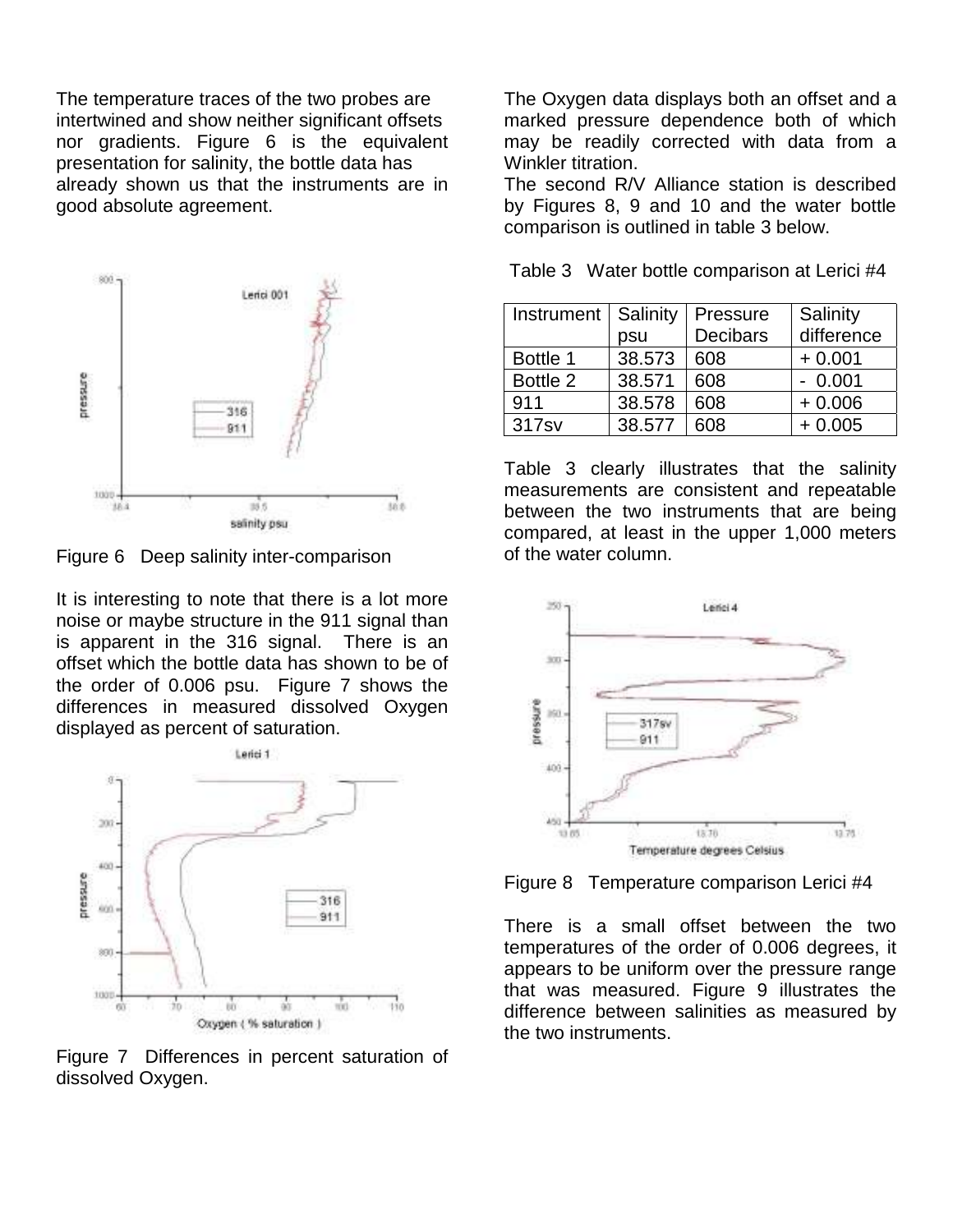The temperature traces of the two probes are intertwined and show neither significant offsets nor gradients. Figure 6 is the equivalent presentation for salinity, the bottle data has already shown us that the instruments are in good absolute agreement.

Figure 6 Deep salinity inter-comparison

It is interesting to note that there is a lot more noise or maybe structure in the 911 signal than is apparent in the 316 signal. There is an offset which the bottle data has shown to be of the order of 0.006 psu. Figure 7 shows the differences in measured dissolved Oxygen displayed as percent of saturation.

Figure 7 Differences in percent saturation of dissolved Oxygen.

The Oxygen data displays both an offset and a marked pressure dependence both of which may be readily corrected with data from a Winkler titration.

The second R/V Alliance station is described by Figures 8, 9 and 10 and the water bottle comparison is outlined in table 3 below.

Table 3 Water bottle comparison at Lerici #4

| Instrument | Salinity psu | Pressure Decibars | Salinity difference |
|---|---|---|---|
| Bottle 1 | 38.573 | 608 | + 0.001 |
| Bottle 2 | 38.571 | 608 | - 0.001 |
| 911 | 38.578 | 608 | + 0.006 |
| 317sv | 38.577 | 608 | + 0.005 |

Table 3 clearly illustrates that the salinity measurements are consistent and repeatable between the two instruments that are being compared, at least in the upper 1,000 meters of the water column.

Figure 8 Temperature comparison Lerici #4

There is a small offset between the two temperatures of the order of 0.006 degrees, it appears to be uniform over the pressure range that was measured. Figure 9 illustrates the difference between salinities as measured by the two instruments.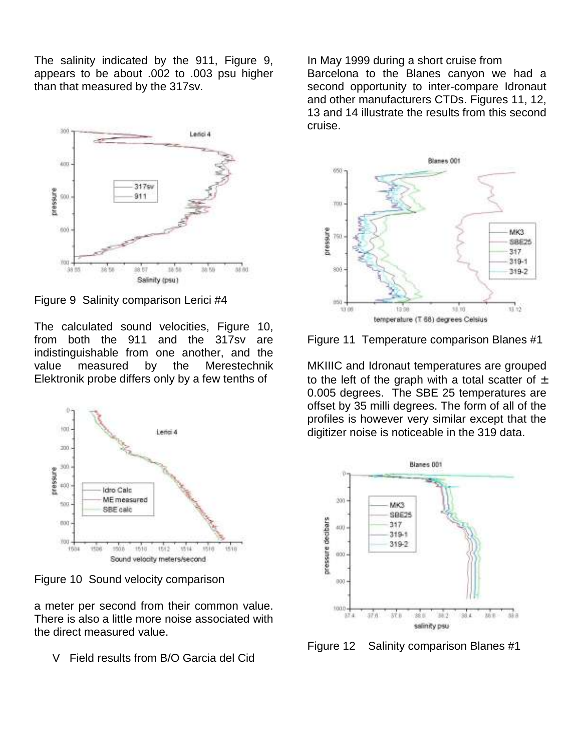The salinity indicated by the 911, Figure 9, appears to be about .002 to .003 psu higher than that measured by the 317sv.

Figure 9  Salinity comparison Lerici #4

The calculated sound velocities, Figure 10, from both the 911 and the 317sv are indistinguishable from one another, and the value measured by the Merestechnik Elektronik probe differs only by a few tenths of a meter per second from their common value. There is also a little more noise associated with the direct measured value.

Figure 10  Sound velocity comparison

## V  Field results from B/O Garcia del Cid

In May 1999 during a short cruise from Barcelona to the Blanes canyon we had a second opportunity to inter-compare Idronaut and other manufacturers CTDs. Figures 11, 12, 13 and 14 illustrate the results from this second cruise.

Figure 11  Temperature comparison Blanes #1

MKIIIC and Idronaut temperatures are grouped to the left of the graph with a total scatter of ± 0.005 degrees.  The SBE 25 temperatures are offset by 35 milli degrees. The form of all of the profiles is however very similar except that the digitizer noise is noticeable in the 319 data.

Figure 12    Salinity comparison Blanes #1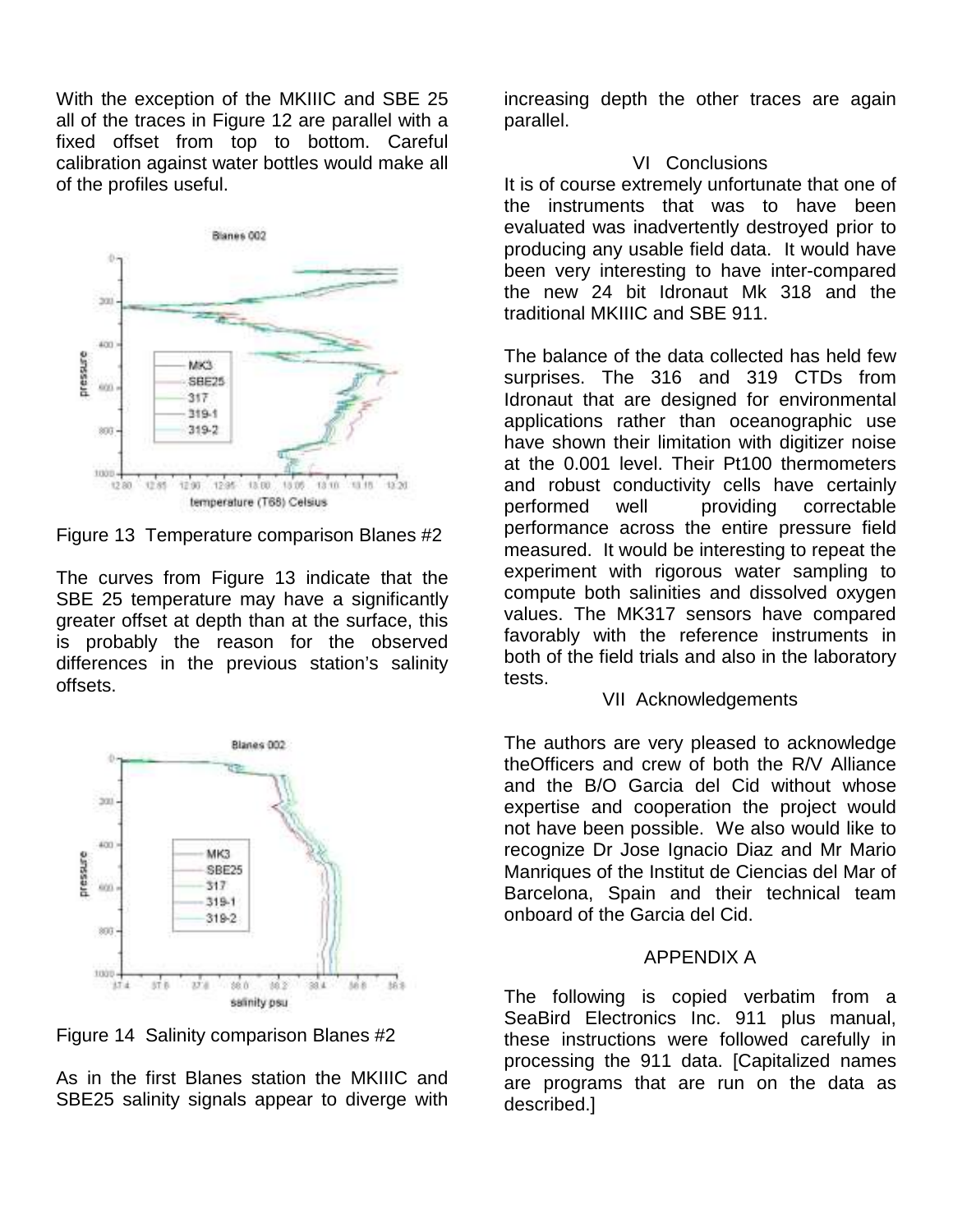With the exception of the MKIIIC and SBE 25 all of the traces in Figure 12 are parallel with a fixed offset from top to bottom. Careful calibration against water bottles would make all of the profiles useful.

Figure 13 Temperature comparison Blanes #2

The curves from Figure 13 indicate that the SBE 25 temperature may have a significantly greater offset at depth than at the surface, this is probably the reason for the observed differences in the previous station's salinity offsets.

Figure 14 Salinity comparison Blanes #2

As in the first Blanes station the MKIIIC and SBE25 salinity signals appear to diverge with increasing depth the other traces are again parallel.

## VI Conclusions

It is of course extremely unfortunate that one of the instruments that was to have been evaluated was inadvertently destroyed prior to producing any usable field data. It would have been very interesting to have inter-compared the new 24 bit Idronaut Mk 318 and the traditional MKIIIC and SBE 911.

The balance of the data collected has held few surprises. The 316 and 319 CTDs from Idronaut that are designed for environmental applications rather than oceanographic use have shown their limitation with digitizer noise at the 0.001 level. Their Pt100 thermometers and robust conductivity cells have certainly performed well providing correctable performance across the entire pressure field measured. It would be interesting to repeat the experiment with rigorous water sampling to compute both salinities and dissolved oxygen values. The MK317 sensors have compared favorably with the reference instruments in both of the field trials and also in the laboratory tests.

## VII Acknowledgements

The authors are very pleased to acknowledge theOfficers and crew of both the R/V Alliance and the B/O Garcia del Cid without whose expertise and cooperation the project would not have been possible. We also would like to recognize Dr Jose Ignacio Diaz and Mr Mario Manriques of the Institut de Ciencias del Mar of Barcelona, Spain and their technical team onboard of the Garcia del Cid.

## APPENDIX A

The following is copied verbatim from a SeaBird Electronics Inc. 911 plus manual, these instructions were followed carefully in processing the 911 data. [Capitalized names are programs that are run on the data as described.]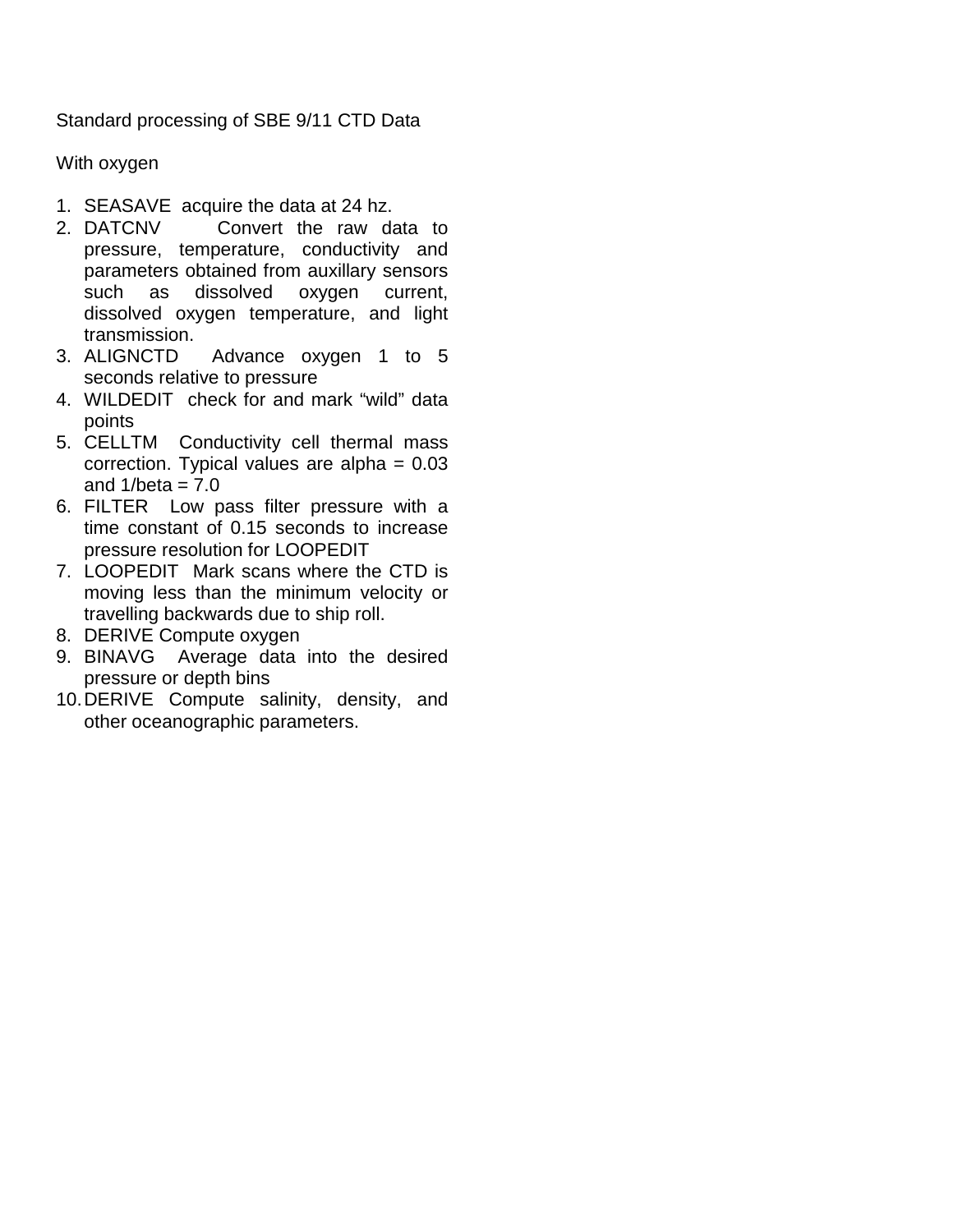Standard processing of SBE 9/11 CTD Data

With oxygen

1. SEASAVE acquire the data at 24 hz.
2. DATCNV Convert the raw data to pressure, temperature, conductivity and parameters obtained from auxillary sensors such as dissolved oxygen current, dissolved oxygen temperature, and light transmission.
3. ALIGNCTD Advance oxygen 1 to 5 seconds relative to pressure
4. WILDEDIT check for and mark "wild" data points
5. CELLTM Conductivity cell thermal mass correction. Typical values are alpha = 0.03 and 1/beta = 7.0
6. FILTER Low pass filter pressure with a time constant of 0.15 seconds to increase pressure resolution for LOOPEDIT
7. LOOPEDIT Mark scans where the CTD is moving less than the minimum velocity or travelling backwards due to ship roll.
8. DERIVE Compute oxygen
9. BINAVG Average data into the desired pressure or depth bins
10. DERIVE Compute salinity, density, and other oceanographic parameters.